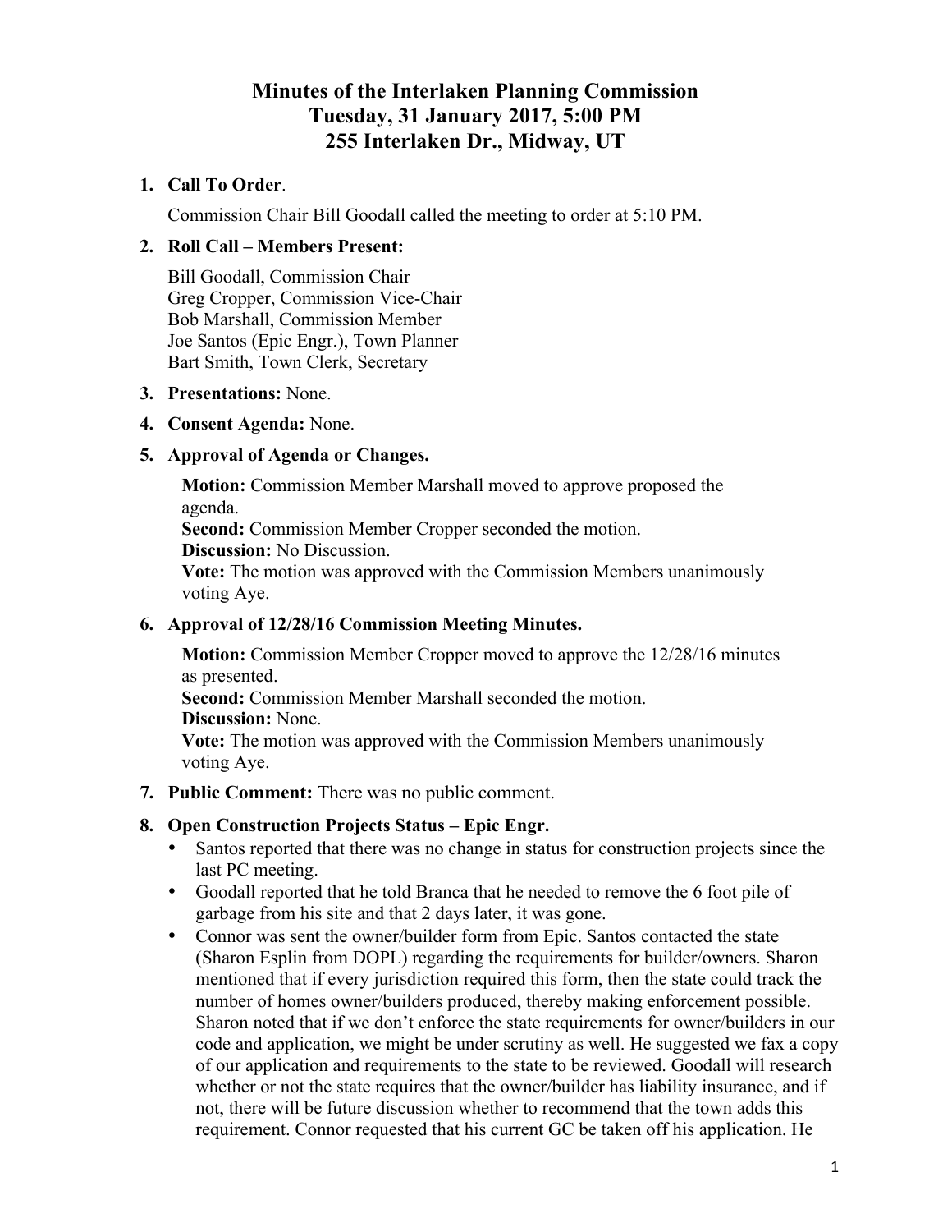# Minutes of the Interlaken Planning Commission
## Tuesday, 31 January 2017, 5:00 PM
## 255 Interlaken Dr., Midway, UT

1. **Call To Order**.

   Commission Chair Bill Goodall called the meeting to order at 5:10 PM.

2. **Roll Call – Members Present:**

   Bill Goodall, Commission Chair
   Greg Cropper, Commission Vice-Chair
   Bob Marshall, Commission Member
   Joe Santos (Epic Engr.), Town Planner
   Bart Smith, Town Clerk, Secretary

3. **Presentations:** None.

4. **Consent Agenda:** None.

5. **Approval of Agenda or Changes.**

   **Motion:** Commission Member Marshall moved to approve proposed the agenda.
   **Second:** Commission Member Cropper seconded the motion.
   **Discussion:** No Discussion.
   **Vote:** The motion was approved with the Commission Members unanimously voting Aye.

6. **Approval of 12/28/16 Commission Meeting Minutes.**

   **Motion:** Commission Member Cropper moved to approve the 12/28/16 minutes as presented.
   **Second:** Commission Member Marshall seconded the motion.
   **Discussion:** None.
   **Vote:** The motion was approved with the Commission Members unanimously voting Aye.

7. **Public Comment:** There was no public comment.

8. **Open Construction Projects Status – Epic Engr.**
   - Santos reported that there was no change in status for construction projects since the last PC meeting.
   - Goodall reported that he told Branca that he needed to remove the 6 foot pile of garbage from his site and that 2 days later, it was gone.
   - Connor was sent the owner/builder form from Epic. Santos contacted the state (Sharon Esplin from DOPL) regarding the requirements for builder/owners. Sharon mentioned that if every jurisdiction required this form, then the state could track the number of homes owner/builders produced, thereby making enforcement possible. Sharon noted that if we don't enforce the state requirements for owner/builders in our code and application, we might be under scrutiny as well. He suggested we fax a copy of our application and requirements to the state to be reviewed. Goodall will research whether or not the state requires that the owner/builder has liability insurance, and if not, there will be future discussion whether to recommend that the town adds this requirement. Connor requested that his current GC be taken off his application. He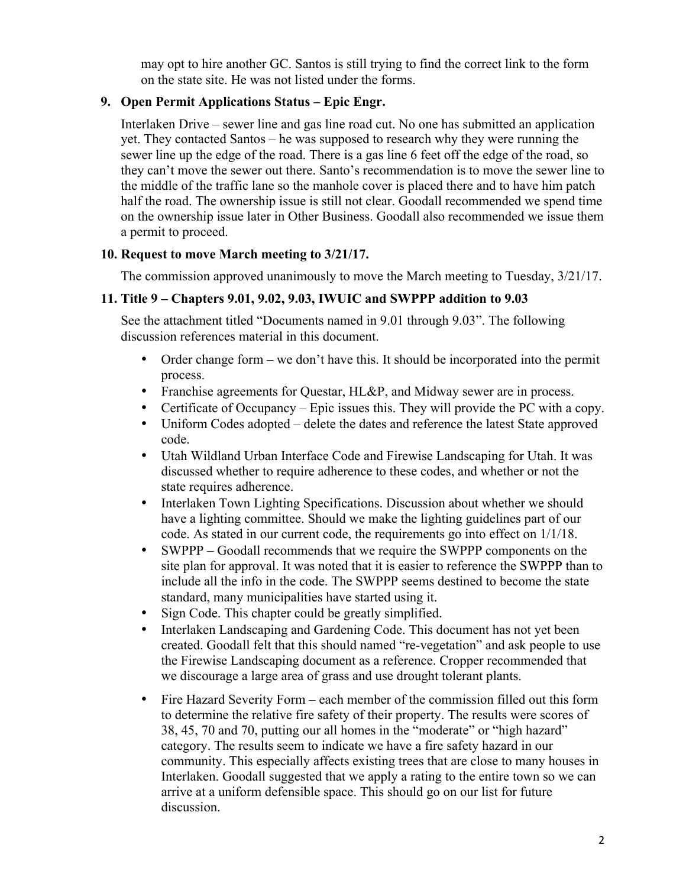may opt to hire another GC. Santos is still trying to find the correct link to the form on the state site. He was not listed under the forms.

**9. Open Permit Applications Status – Epic Engr.**

Interlaken Drive – sewer line and gas line road cut. No one has submitted an application yet. They contacted Santos – he was supposed to research why they were running the sewer line up the edge of the road. There is a gas line 6 feet off the edge of the road, so they can't move the sewer out there. Santo's recommendation is to move the sewer line to the middle of the traffic lane so the manhole cover is placed there and to have him patch half the road. The ownership issue is still not clear. Goodall recommended we spend time on the ownership issue later in Other Business. Goodall also recommended we issue them a permit to proceed.

**10. Request to move March meeting to 3/21/17.**

The commission approved unanimously to move the March meeting to Tuesday, 3/21/17.

**11. Title 9 – Chapters 9.01, 9.02, 9.03, IWUIC and SWPPP addition to 9.03**

See the attachment titled "Documents named in 9.01 through 9.03". The following discussion references material in this document.

- Order change form – we don't have this. It should be incorporated into the permit process.
- Franchise agreements for Questar, HL&P, and Midway sewer are in process.
- Certificate of Occupancy – Epic issues this. They will provide the PC with a copy.
- Uniform Codes adopted – delete the dates and reference the latest State approved code.
- Utah Wildland Urban Interface Code and Firewise Landscaping for Utah. It was discussed whether to require adherence to these codes, and whether or not the state requires adherence.
- Interlaken Town Lighting Specifications. Discussion about whether we should have a lighting committee. Should we make the lighting guidelines part of our code. As stated in our current code, the requirements go into effect on 1/1/18.
- SWPPP – Goodall recommends that we require the SWPPP components on the site plan for approval. It was noted that it is easier to reference the SWPPP than to include all the info in the code. The SWPPP seems destined to become the state standard, many municipalities have started using it.
- Sign Code. This chapter could be greatly simplified.
- Interlaken Landscaping and Gardening Code. This document has not yet been created. Goodall felt that this should named "re-vegetation" and ask people to use the Firewise Landscaping document as a reference. Cropper recommended that we discourage a large area of grass and use drought tolerant plants.
- Fire Hazard Severity Form – each member of the commission filled out this form to determine the relative fire safety of their property. The results were scores of 38, 45, 70 and 70, putting our all homes in the "moderate" or "high hazard" category. The results seem to indicate we have a fire safety hazard in our community. This especially affects existing trees that are close to many houses in Interlaken. Goodall suggested that we apply a rating to the entire town so we can arrive at a uniform defensible space. This should go on our list for future discussion.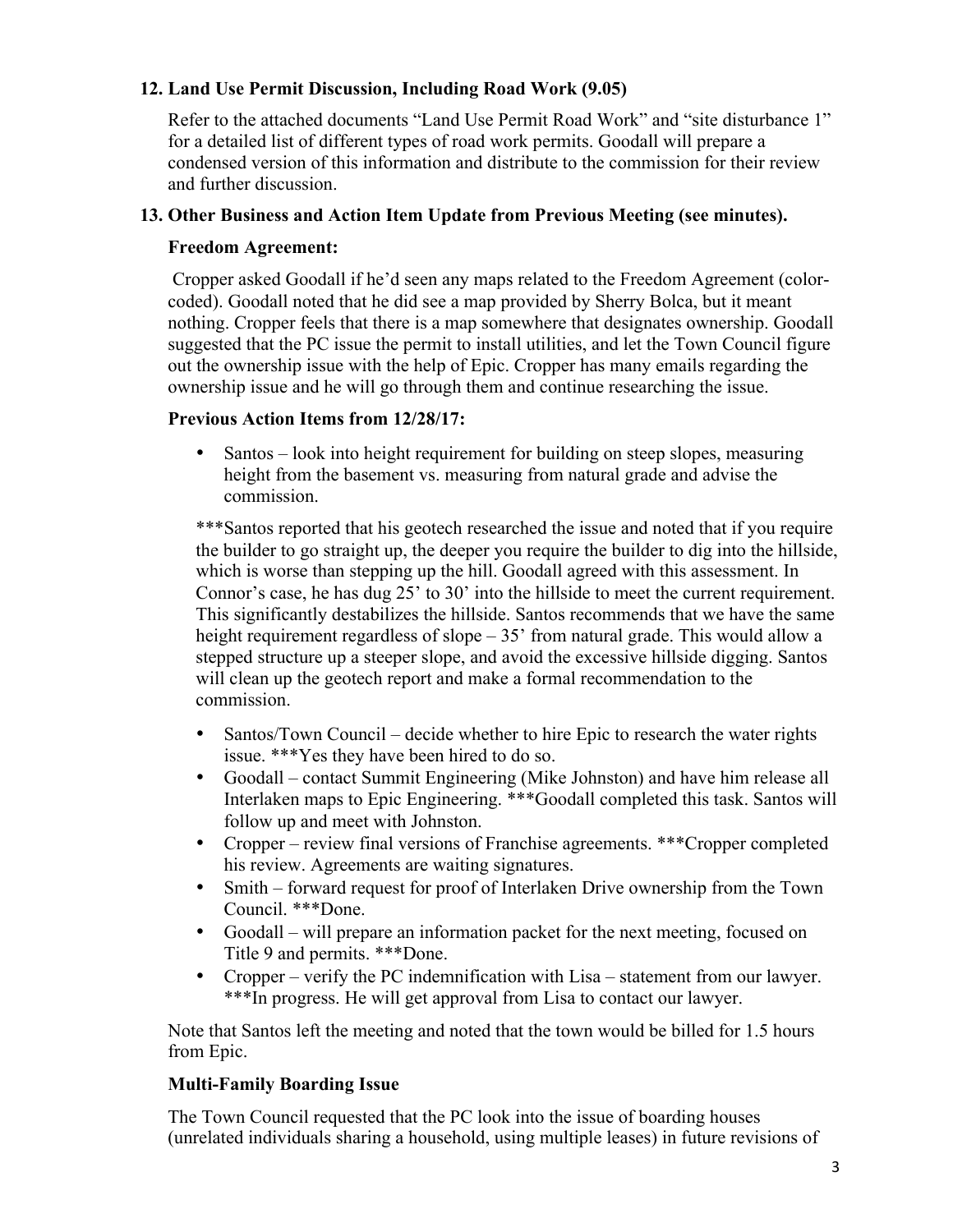**12. Land Use Permit Discussion, Including Road Work (9.05)**

Refer to the attached documents "Land Use Permit Road Work" and "site disturbance 1" for a detailed list of different types of road work permits. Goodall will prepare a condensed version of this information and distribute to the commission for their review and further discussion.

**13. Other Business and Action Item Update from Previous Meeting (see minutes).**

**Freedom Agreement:**

Cropper asked Goodall if he'd seen any maps related to the Freedom Agreement (color-coded). Goodall noted that he did see a map provided by Sherry Bolca, but it meant nothing. Cropper feels that there is a map somewhere that designates ownership. Goodall suggested that the PC issue the permit to install utilities, and let the Town Council figure out the ownership issue with the help of Epic. Cropper has many emails regarding the ownership issue and he will go through them and continue researching the issue.

**Previous Action Items from 12/28/17:**

- Santos – look into height requirement for building on steep slopes, measuring height from the basement vs. measuring from natural grade and advise the commission.

***Santos reported that his geotech researched the issue and noted that if you require the builder to go straight up, the deeper you require the builder to dig into the hillside, which is worse than stepping up the hill. Goodall agreed with this assessment. In Connor's case, he has dug 25' to 30' into the hillside to meet the current requirement. This significantly destabilizes the hillside. Santos recommends that we have the same height requirement regardless of slope – 35' from natural grade. This would allow a stepped structure up a steeper slope, and avoid the excessive hillside digging. Santos will clean up the geotech report and make a formal recommendation to the commission.

- Santos/Town Council – decide whether to hire Epic to research the water rights issue. ***Yes they have been hired to do so.
- Goodall – contact Summit Engineering (Mike Johnston) and have him release all Interlaken maps to Epic Engineering. ***Goodall completed this task. Santos will follow up and meet with Johnston.
- Cropper – review final versions of Franchise agreements. ***Cropper completed his review. Agreements are waiting signatures.
- Smith – forward request for proof of Interlaken Drive ownership from the Town Council. ***Done.
- Goodall – will prepare an information packet for the next meeting, focused on Title 9 and permits. ***Done.
- Cropper – verify the PC indemnification with Lisa – statement from our lawyer. ***In progress. He will get approval from Lisa to contact our lawyer.

Note that Santos left the meeting and noted that the town would be billed for 1.5 hours from Epic.

**Multi-Family Boarding Issue**

The Town Council requested that the PC look into the issue of boarding houses (unrelated individuals sharing a household, using multiple leases) in future revisions of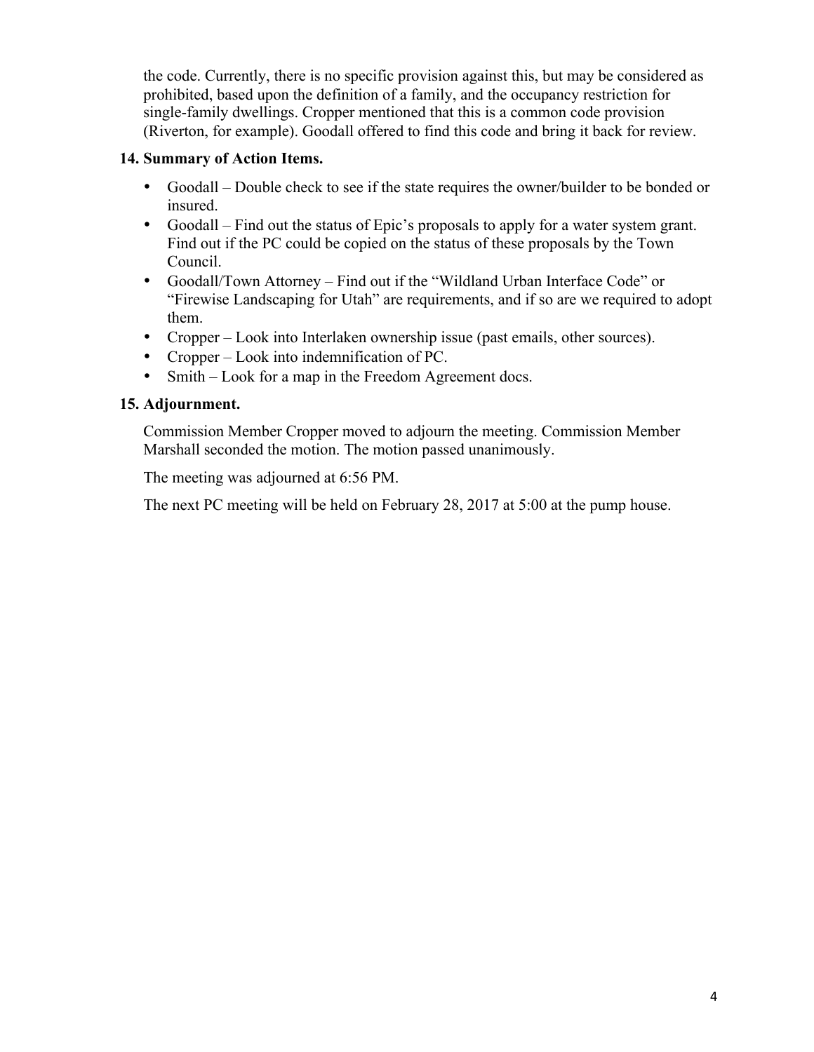the code. Currently, there is no specific provision against this, but may be considered as prohibited, based upon the definition of a family, and the occupancy restriction for single-family dwellings. Cropper mentioned that this is a common code provision (Riverton, for example). Goodall offered to find this code and bring it back for review.

### 14. Summary of Action Items.

- Goodall – Double check to see if the state requires the owner/builder to be bonded or insured.
- Goodall – Find out the status of Epic's proposals to apply for a water system grant. Find out if the PC could be copied on the status of these proposals by the Town Council.
- Goodall/Town Attorney – Find out if the "Wildland Urban Interface Code" or "Firewise Landscaping for Utah" are requirements, and if so are we required to adopt them.
- Cropper – Look into Interlaken ownership issue (past emails, other sources).
- Cropper – Look into indemnification of PC.
- Smith – Look for a map in the Freedom Agreement docs.

### 15. Adjournment.

Commission Member Cropper moved to adjourn the meeting. Commission Member Marshall seconded the motion. The motion passed unanimously.

The meeting was adjourned at 6:56 PM.

The next PC meeting will be held on February 28, 2017 at 5:00 at the pump house.